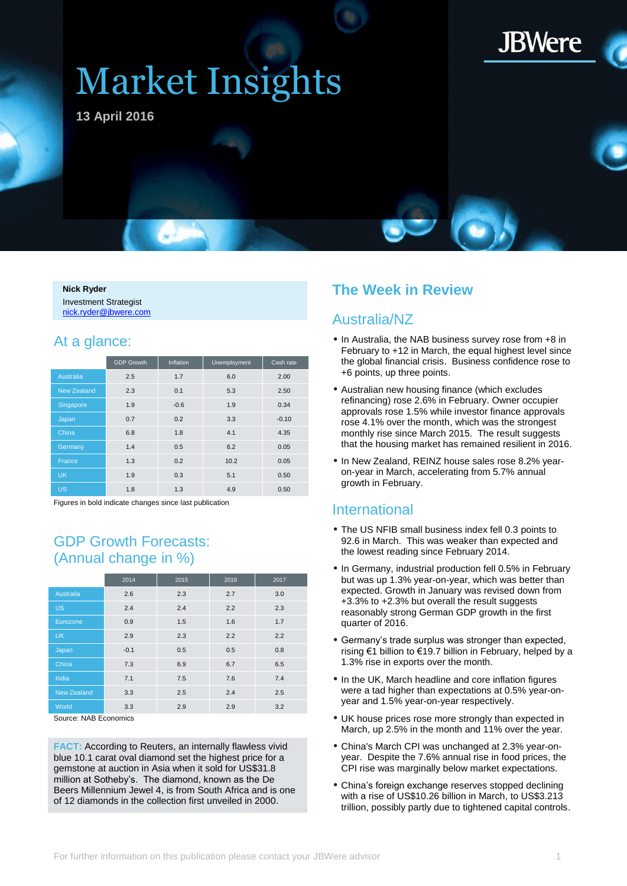# Market Insights

**13 April 2016**

JBWere

**Nick Ryder**
Investment Strategist
nick.ryder@jbwere.com

## At a glance:

| | GDP Growth | Inflation | Unemployment | Cash rate |
|---|---|---|---|---|
| Australia | 2.5 | 1.7 | 6.0 | 2.00 |
| New Zealand | 2.3 | 0.1 | 5.3 | 2.50 |
| Singapore | 1.9 | -0.6 | 1.9 | 0.34 |
| Japan | 0.7 | 0.2 | 3.3 | -0.10 |
| China | 6.8 | 1.8 | 4.1 | 4.35 |
| Germany | 1.4 | 0.5 | 6.2 | 0.05 |
| France | 1.3 | 0.2 | 10.2 | 0.05 |
| UK | 1.9 | 0.3 | 5.1 | 0.50 |
| US | 1.8 | 1.3 | 4.9 | 0.50 |

Figures in bold indicate changes since last publication

## GDP Growth Forecasts: (Annual change in %)

| | 2014 | 2015 | 2016 | 2017 |
|---|---|---|---|---|
| Australia | 2.6 | 2.3 | 2.7 | 3.0 |
| US | 2.4 | 2.4 | 2.2 | 2.3 |
| Eurozone | 0.9 | 1.5 | 1.6 | 1.7 |
| UK | 2.9 | 2.3 | 2.2 | 2.2 |
| Japan | -0.1 | 0.5 | 0.5 | 0.8 |
| China | 7.3 | 6.9 | 6.7 | 6.5 |
| India | 7.1 | 7.5 | 7.6 | 7.4 |
| New Zealand | 3.3 | 2.5 | 2.4 | 2.5 |
| World | 3.3 | 2.9 | 2.9 | 3.2 |

Source: NAB Economics

**FACT:** According to Reuters, an internally flawless vivid blue 10.1 carat oval diamond set the highest price for a gemstone at auction in Asia when it sold for US$31.8 million at Sotheby's. The diamond, known as the De Beers Millennium Jewel 4, is from South Africa and is one of 12 diamonds in the collection first unveiled in 2000.

## The Week in Review

### Australia/NZ

- In Australia, the NAB business survey rose from +8 in February to +12 in March, the equal highest level since the global financial crisis. Business confidence rose to +6 points, up three points.
- Australian new housing finance (which excludes refinancing) rose 2.6% in February. Owner occupier approvals rose 1.5% while investor finance approvals rose 4.1% over the month, which was the strongest monthly rise since March 2015. The result suggests that the housing market has remained resilient in 2016.
- In New Zealand, REINZ house sales rose 8.2% year-on-year in March, accelerating from 5.7% annual growth in February.

### International

- The US NFIB small business index fell 0.3 points to 92.6 in March. This was weaker than expected and the lowest reading since February 2014.
- In Germany, industrial production fell 0.5% in February but was up 1.3% year-on-year, which was better than expected. Growth in January was revised down from +3.3% to +2.3% but overall the result suggests reasonably strong German GDP growth in the first quarter of 2016.
- Germany's trade surplus was stronger than expected, rising €1 billion to €19.7 billion in February, helped by a 1.3% rise in exports over the month.
- In the UK, March headline and core inflation figures were a tad higher than expectations at 0.5% year-on-year and 1.5% year-on-year respectively.
- UK house prices rose more strongly than expected in March, up 2.5% in the month and 11% over the year.
- China's March CPI was unchanged at 2.3% year-on-year. Despite the 7.6% annual rise in food prices, the CPI rise was marginally below market expectations.
- China's foreign exchange reserves stopped declining with a rise of US$10.26 billion in March, to US$3.213 trillion, possibly partly due to tightened capital controls.

For further information on this publication please contact your JBWere advisor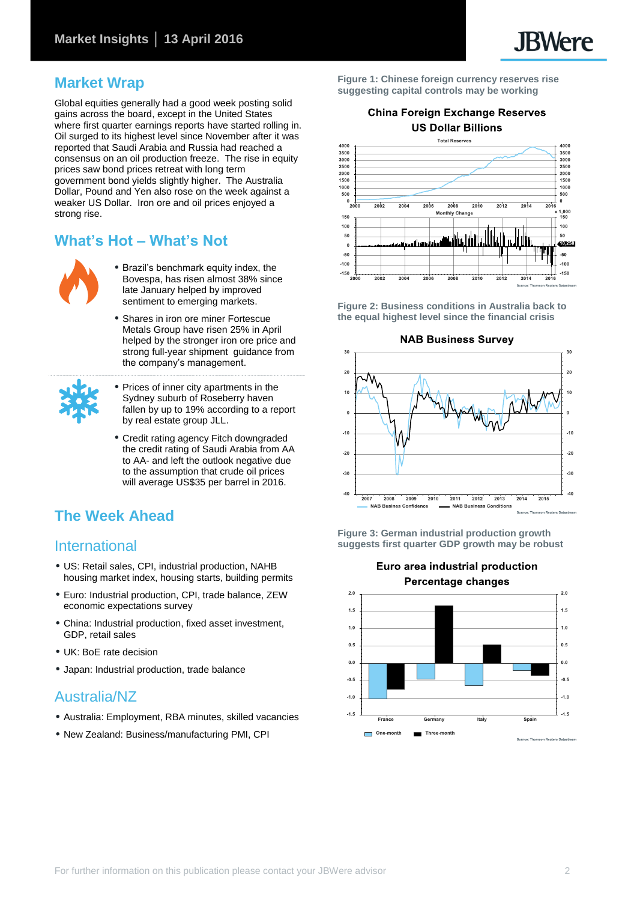## Market Wrap

Global equities generally had a good week posting solid gains across the board, except in the United States where first quarter earnings reports have started rolling in. Oil surged to its highest level since November after it was reported that Saudi Arabia and Russia had reached a consensus on an oil production freeze. The rise in equity prices saw bond prices retreat with long term government bond yields slightly higher. The Australia Dollar, Pound and Yen also rose on the week against a weaker US Dollar. Iron ore and oil prices enjoyed a strong rise.

## What's Hot – What's Not

- Brazil's benchmark equity index, the Bovespa, has risen almost 38% since late January helped by improved sentiment to emerging markets.
- Shares in iron ore miner Fortescue Metals Group have risen 25% in April helped by the stronger iron ore price and strong full-year shipment guidance from the company's management.

- Prices of inner city apartments in the Sydney suburb of Roseberry haven fallen by up to 19% according to a report by real estate group JLL.
- Credit rating agency Fitch downgraded the credit rating of Saudi Arabia from AA to AA- and left the outlook negative due to the assumption that crude oil prices will average US$35 per barrel in 2016.

## The Week Ahead

### International

- US: Retail sales, CPI, industrial production, NAHB housing market index, housing starts, building permits
- Euro: Industrial production, CPI, trade balance, ZEW economic expectations survey
- China: Industrial production, fixed asset investment, GDP, retail sales
- UK: BoE rate decision
- Japan: Industrial production, trade balance

### Australia/NZ

- Australia: Employment, RBA minutes, skilled vacancies
- New Zealand: Business/manufacturing PMI, CPI

**Figure 1: Chinese foreign currency reserves rise suggesting capital controls may be working**

**Figure 2: Business conditions in Australia back to the equal highest level since the financial crisis**

**Figure 3: German industrial production growth suggests first quarter GDP growth may be robust**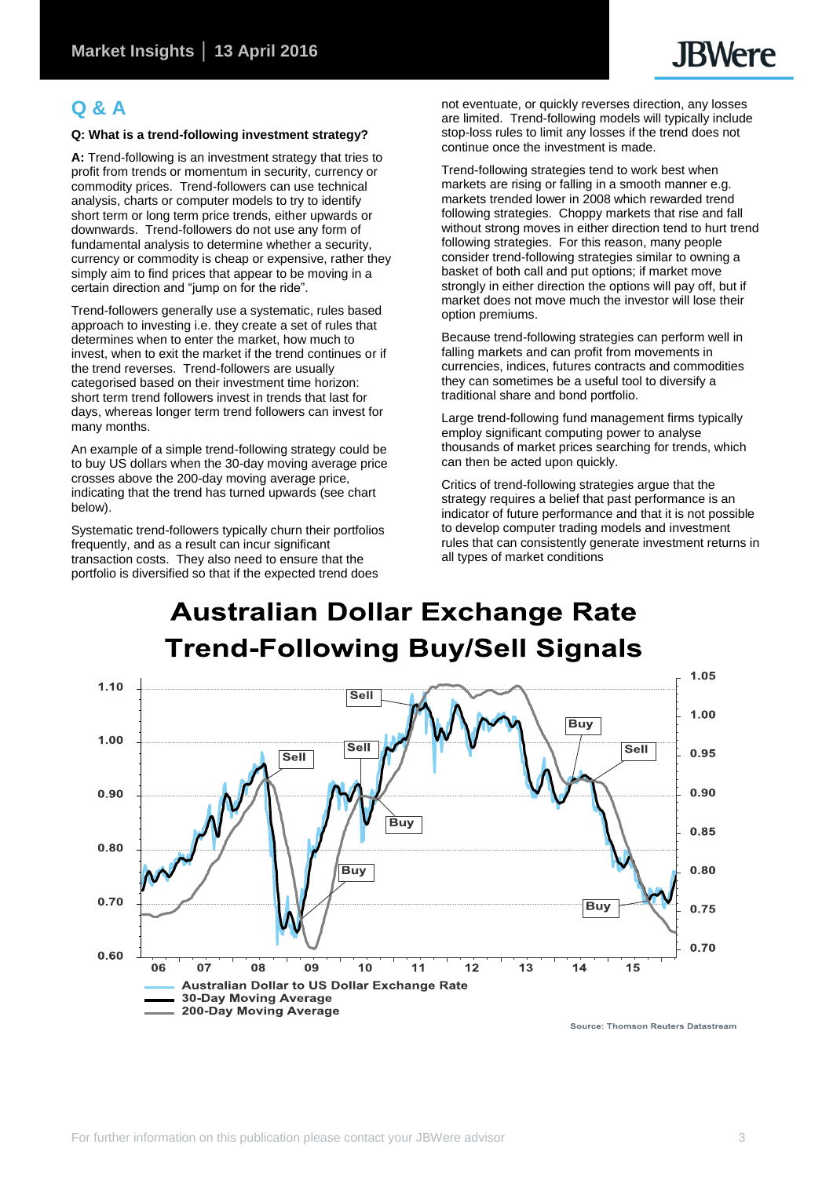## Q & A

**Q: What is a trend-following investment strategy?**

**A:** Trend-following is an investment strategy that tries to profit from trends or momentum in security, currency or commodity prices. Trend-followers can use technical analysis, charts or computer models to try to identify short term or long term price trends, either upwards or downwards. Trend-followers do not use any form of fundamental analysis to determine whether a security, currency or commodity is cheap or expensive, rather they simply aim to find prices that appear to be moving in a certain direction and "jump on for the ride".

Trend-followers generally use a systematic, rules based approach to investing i.e. they create a set of rules that determines when to enter the market, how much to invest, when to exit the market if the trend continues or if the trend reverses. Trend-followers are usually categorised based on their investment time horizon: short term trend followers invest in trends that last for days, whereas longer term trend followers can invest for many months.

An example of a simple trend-following strategy could be to buy US dollars when the 30-day moving average price crosses above the 200-day moving average price, indicating that the trend has turned upwards (see chart below).

Systematic trend-followers typically churn their portfolios frequently, and as a result can incur significant transaction costs. They also need to ensure that the portfolio is diversified so that if the expected trend does not eventuate, or quickly reverses direction, any losses are limited. Trend-following models will typically include stop-loss rules to limit any losses if the trend does not continue once the investment is made.

Trend-following strategies tend to work best when markets are rising or falling in a smooth manner e.g. markets trended lower in 2008 which rewarded trend following strategies. Choppy markets that rise and fall without strong moves in either direction tend to hurt trend following strategies. For this reason, many people consider trend-following strategies similar to owning a basket of both call and put options; if market move strongly in either direction the options will pay off, but if market does not move much the investor will lose their option premiums.

Because trend-following strategies can perform well in falling markets and can profit from movements in currencies, indices, futures contracts and commodities they can sometimes be a useful tool to diversify a traditional share and bond portfolio.

Large trend-following fund management firms typically employ significant computing power to analyse thousands of market prices searching for trends, which can then be acted upon quickly.

Critics of trend-following strategies argue that the strategy requires a belief that past performance is an indicator of future performance and that it is not possible to develop computer trading models and investment rules that can consistently generate investment returns in all types of market conditions

**Australian Dollar Exchange Rate Trend-Following Buy/Sell Signals**

- Australian Dollar to US Dollar Exchange Rate
- 30-Day Moving Average
- 200-Day Moving Average

Source: Thomson Reuters Datastream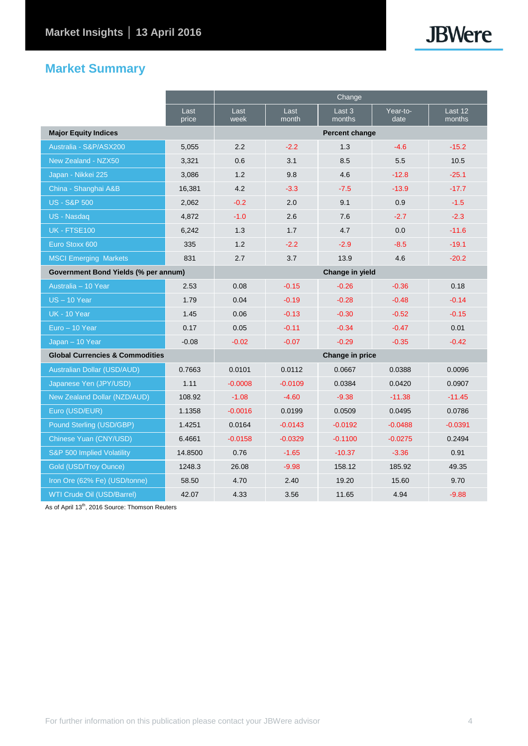## Market Summary

| | Last price | Change | | | | |
|---|---|---|---|---|---|---|
| | | Last week | Last month | Last 3 months | Year-to-date | Last 12 months |
| **Major Equity Indices** | | **Percent change** | | | | |
| Australia - S&P/ASX200 | 5,055 | 2.2 | -2.2 | 1.3 | -4.6 | -15.2 |
| New Zealand - NZX50 | 3,321 | 0.6 | 3.1 | 8.5 | 5.5 | 10.5 |
| Japan - Nikkei 225 | 3,086 | 1.2 | 9.8 | 4.6 | -12.8 | -25.1 |
| China - Shanghai A&B | 16,381 | 4.2 | -3.3 | -7.5 | -13.9 | -17.7 |
| US - S&P 500 | 2,062 | -0.2 | 2.0 | 9.1 | 0.9 | -1.5 |
| US - Nasdaq | 4,872 | -1.0 | 2.6 | 7.6 | -2.7 | -2.3 |
| UK - FTSE100 | 6,242 | 1.3 | 1.7 | 4.7 | 0.0 | -11.6 |
| Euro Stoxx 600 | 335 | 1.2 | -2.2 | -2.9 | -8.5 | -19.1 |
| MSCI Emerging Markets | 831 | 2.7 | 3.7 | 13.9 | 4.6 | -20.2 |
| **Government Bond Yields (% per annum)** | | **Change in yield** | | | | |
| Australia – 10 Year | 2.53 | 0.08 | -0.15 | -0.26 | -0.36 | 0.18 |
| US – 10 Year | 1.79 | 0.04 | -0.19 | -0.28 | -0.48 | -0.14 |
| UK - 10 Year | 1.45 | 0.06 | -0.13 | -0.30 | -0.52 | -0.15 |
| Euro – 10 Year | 0.17 | 0.05 | -0.11 | -0.34 | -0.47 | 0.01 |
| Japan – 10 Year | -0.08 | -0.02 | -0.07 | -0.29 | -0.35 | -0.42 |
| **Global Currencies & Commodities** | | **Change in price** | | | | |
| Australian Dollar (USD/AUD) | 0.7663 | 0.0101 | 0.0112 | 0.0667 | 0.0388 | 0.0096 |
| Japanese Yen (JPY/USD) | 1.11 | -0.0008 | -0.0109 | 0.0384 | 0.0420 | 0.0907 |
| New Zealand Dollar (NZD/AUD) | 108.92 | -1.08 | -4.60 | -9.38 | -11.38 | -11.45 |
| Euro (USD/EUR) | 1.1358 | -0.0016 | 0.0199 | 0.0509 | 0.0495 | 0.0786 |
| Pound Sterling (USD/GBP) | 1.4251 | 0.0164 | -0.0143 | -0.0192 | -0.0488 | -0.0391 |
| Chinese Yuan (CNY/USD) | 6.4661 | -0.0158 | -0.0329 | -0.1100 | -0.0275 | 0.2494 |
| S&P 500 Implied Volatility | 14.8500 | 0.76 | -1.65 | -10.37 | -3.36 | 0.91 |
| Gold (USD/Troy Ounce) | 1248.3 | 26.08 | -9.98 | 158.12 | 185.92 | 49.35 |
| Iron Ore (62% Fe) (USD/tonne) | 58.50 | 4.70 | 2.40 | 19.20 | 15.60 | 9.70 |
| WTI Crude Oil (USD/Barrel) | 42.07 | 4.33 | 3.56 | 11.65 | 4.94 | -9.88 |

As of April 13th, 2016 Source: Thomson Reuters

For further information on this publication please contact your JBWere advisor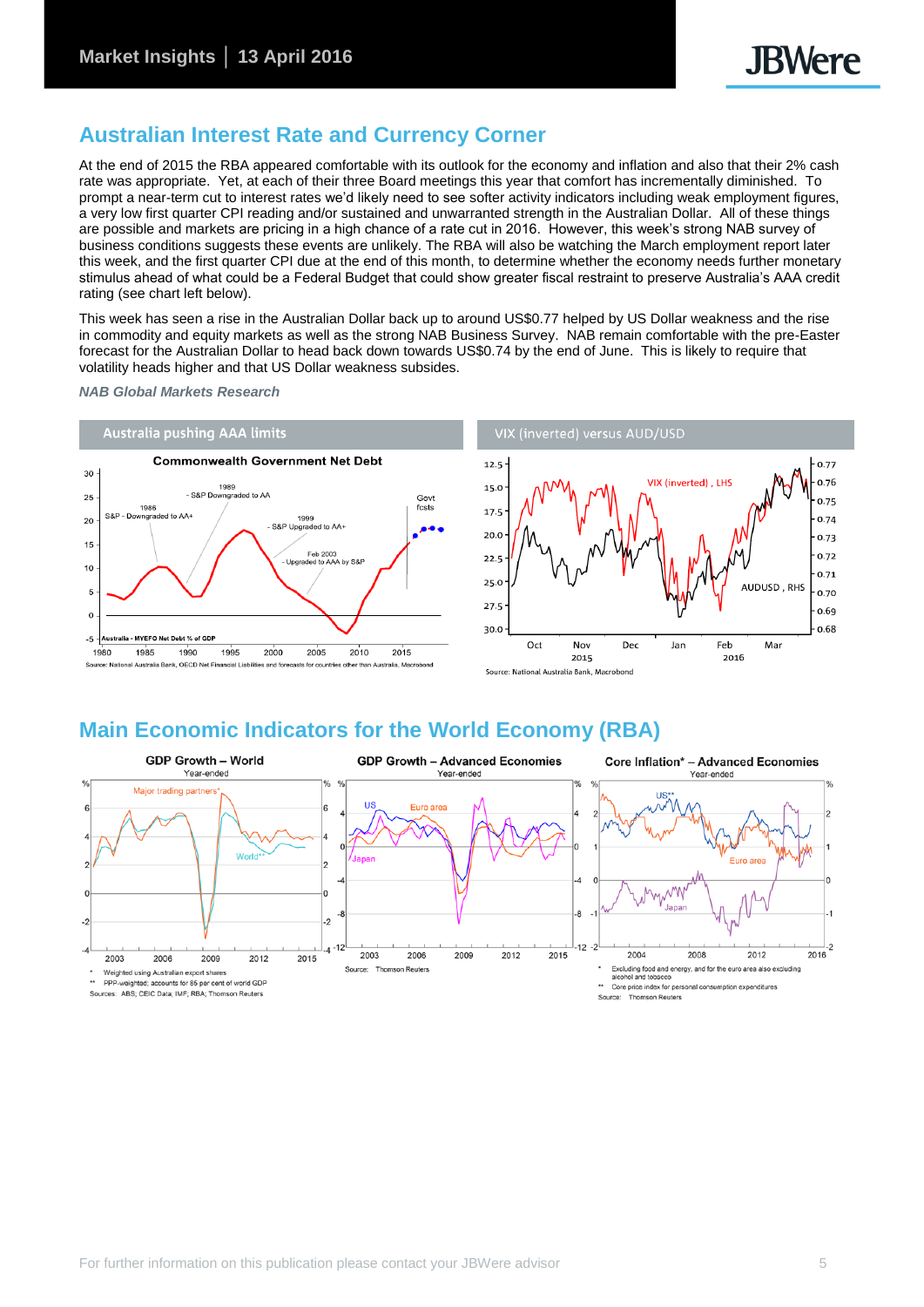## Australian Interest Rate and Currency Corner

At the end of 2015 the RBA appeared comfortable with its outlook for the economy and inflation and also that their 2% cash rate was appropriate. Yet, at each of their three Board meetings this year that comfort has incrementally diminished. To prompt a near-term cut to interest rates we'd likely need to see softer activity indicators including weak employment figures, a very low first quarter CPI reading and/or sustained and unwarranted strength in the Australian Dollar. All of these things are possible and markets are pricing in a high chance of a rate cut in 2016. However, this week's strong NAB survey of business conditions suggests these events are unlikely. The RBA will also be watching the March employment report later this week, and the first quarter CPI due at the end of this month, to determine whether the economy needs further monetary stimulus ahead of what could be a Federal Budget that could show greater fiscal restraint to preserve Australia's AAA credit rating (see chart left below).

This week has seen a rise in the Australian Dollar back up to around US$0.77 helped by US Dollar weakness and the rise in commodity and equity markets as well as the strong NAB Business Survey. NAB remain comfortable with the pre-Easter forecast for the Australian Dollar to head back down towards US$0.74 by the end of June. This is likely to require that volatility heads higher and that US Dollar weakness subsides.

***NAB Global Markets Research***

**Australia pushing AAA limits**

Commonwealth Government Net Debt

Source: National Australia Bank, OECD Net Financial Liabilities and forecasts for countries other than Australia, Macrobond

**VIX (inverted) versus AUD/USD**

Source: National Australia Bank, Macrobond

## Main Economic Indicators for the World Economy (RBA)

**GDP Growth – World** (Year-ended)

\* Weighted using Australian export shares
\*\* PPP-weighted; accounts for 85 per cent of world GDP
Sources: ABS; CEIC Data; IMF; RBA; Thomson Reuters

**GDP Growth – Advanced Economies** (Year-ended)

Source: Thomson Reuters

**Core Inflation\* – Advanced Economies** (Year-ended)

\* Excluding food and energy, and for the euro area also excluding alcohol and tobacco
\*\* Core price index for personal consumption expenditures
Source: Thomson Reuters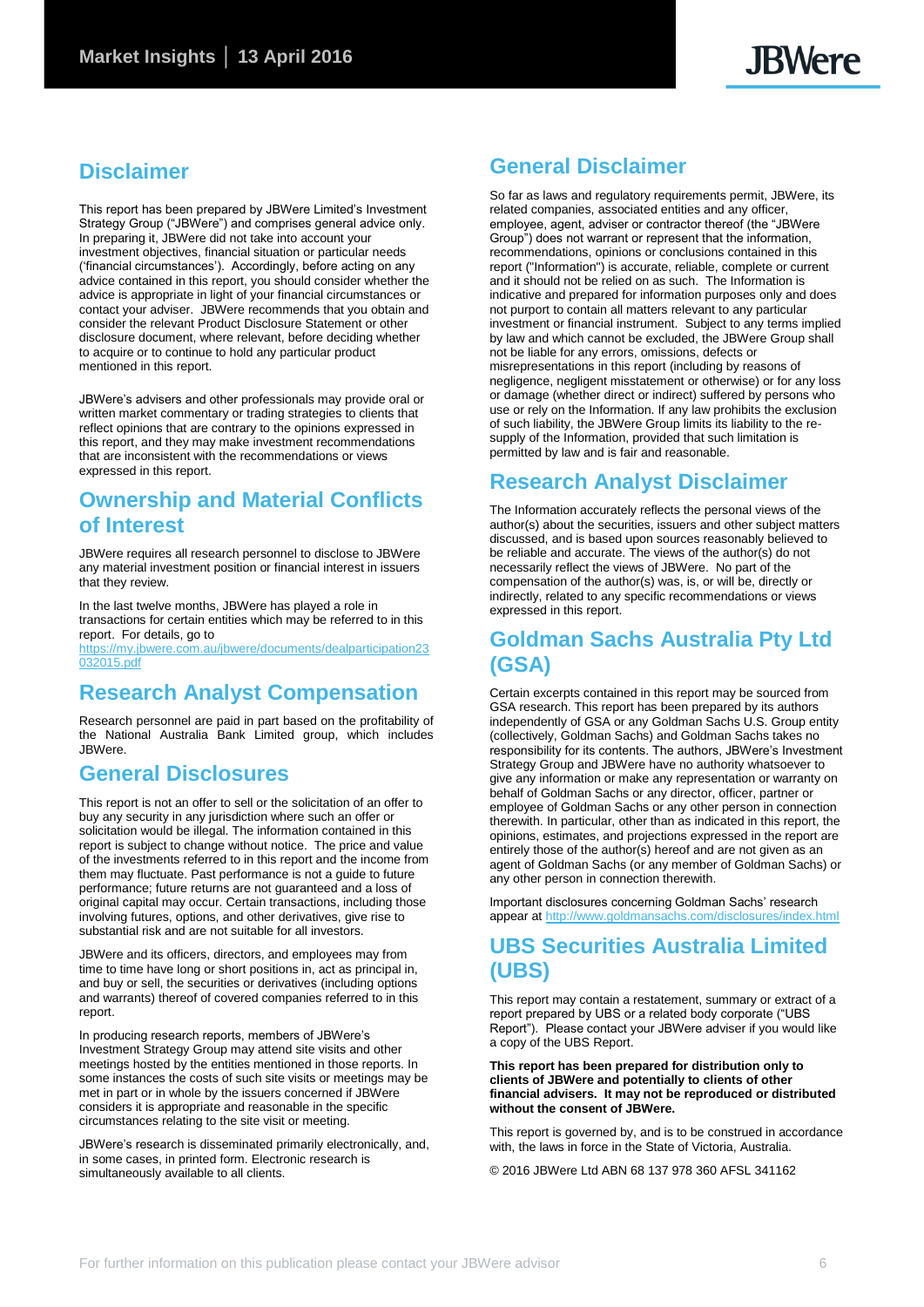## Disclaimer

This report has been prepared by JBWere Limited's Investment Strategy Group ("JBWere") and comprises general advice only. In preparing it, JBWere did not take into account your investment objectives, financial situation or particular needs ('financial circumstances'). Accordingly, before acting on any advice contained in this report, you should consider whether the advice is appropriate in light of your financial circumstances or contact your adviser. JBWere recommends that you obtain and consider the relevant Product Disclosure Statement or other disclosure document, where relevant, before deciding whether to acquire or to continue to hold any particular product mentioned in this report.

JBWere's advisers and other professionals may provide oral or written market commentary or trading strategies to clients that reflect opinions that are contrary to the opinions expressed in this report, and they may make investment recommendations that are inconsistent with the recommendations or views expressed in this report.

## Ownership and Material Conflicts of Interest

JBWere requires all research personnel to disclose to JBWere any material investment position or financial interest in issuers that they review.

In the last twelve months, JBWere has played a role in transactions for certain entities which may be referred to in this report. For details, go to https://my.jbwere.com.au/jbwere/documents/dealparticipation23032015.pdf

## Research Analyst Compensation

Research personnel are paid in part based on the profitability of the National Australia Bank Limited group, which includes JBWere.

## General Disclosures

This report is not an offer to sell or the solicitation of an offer to buy any security in any jurisdiction where such an offer or solicitation would be illegal. The information contained in this report is subject to change without notice. The price and value of the investments referred to in this report and the income from them may fluctuate. Past performance is not a guide to future performance; future returns are not guaranteed and a loss of original capital may occur. Certain transactions, including those involving futures, options, and other derivatives, give rise to substantial risk and are not suitable for all investors.

JBWere and its officers, directors, and employees may from time to time have long or short positions in, act as principal in, and buy or sell, the securities or derivatives (including options and warrants) thereof of covered companies referred to in this report.

In producing research reports, members of JBWere's Investment Strategy Group may attend site visits and other meetings hosted by the entities mentioned in those reports. In some instances the costs of such site visits or meetings may be met in part or in whole by the issuers concerned if JBWere considers it is appropriate and reasonable in the specific circumstances relating to the site visit or meeting.

JBWere's research is disseminated primarily electronically, and, in some cases, in printed form. Electronic research is simultaneously available to all clients.

## General Disclaimer

So far as laws and regulatory requirements permit, JBWere, its related companies, associated entities and any officer, employee, agent, adviser or contractor thereof (the "JBWere Group") does not warrant or represent that the information, recommendations, opinions or conclusions contained in this report ("Information") is accurate, reliable, complete or current and it should not be relied on as such. The Information is indicative and prepared for information purposes only and does not purport to contain all matters relevant to any particular investment or financial instrument. Subject to any terms implied by law and which cannot be excluded, the JBWere Group shall not be liable for any errors, omissions, defects or misrepresentations in this report (including by reasons of negligence, negligent misstatement or otherwise) or for any loss or damage (whether direct or indirect) suffered by persons who use or rely on the Information. If any law prohibits the exclusion of such liability, the JBWere Group limits its liability to the re-supply of the Information, provided that such limitation is permitted by law and is fair and reasonable.

## Research Analyst Disclaimer

The Information accurately reflects the personal views of the author(s) about the securities, issuers and other subject matters discussed, and is based upon sources reasonably believed to be reliable and accurate. The views of the author(s) do not necessarily reflect the views of JBWere. No part of the compensation of the author(s) was, is, or will be, directly or indirectly, related to any specific recommendations or views expressed in this report.

## Goldman Sachs Australia Pty Ltd (GSA)

Certain excerpts contained in this report may be sourced from GSA research. This report has been prepared by its authors independently of GSA or any Goldman Sachs U.S. Group entity (collectively, Goldman Sachs) and Goldman Sachs takes no responsibility for its contents. The authors, JBWere's Investment Strategy Group and JBWere have no authority whatsoever to give any information or make any representation or warranty on behalf of Goldman Sachs or any director, officer, partner or employee of Goldman Sachs or any other person in connection therewith. In particular, other than as indicated in this report, the opinions, estimates, and projections expressed in the report are entirely those of the author(s) hereof and are not given as an agent of Goldman Sachs (or any member of Goldman Sachs) or any other person in connection therewith.

Important disclosures concerning Goldman Sachs' research appear at http://www.goldmansachs.com/disclosures/index.html

## UBS Securities Australia Limited (UBS)

This report may contain a restatement, summary or extract of a report prepared by UBS or a related body corporate ("UBS Report"). Please contact your JBWere adviser if you would like a copy of the UBS Report.

**This report has been prepared for distribution only to clients of JBWere and potentially to clients of other financial advisers. It may not be reproduced or distributed without the consent of JBWere.**

This report is governed by, and is to be construed in accordance with, the laws in force in the State of Victoria, Australia.

© 2016 JBWere Ltd ABN 68 137 978 360 AFSL 341162